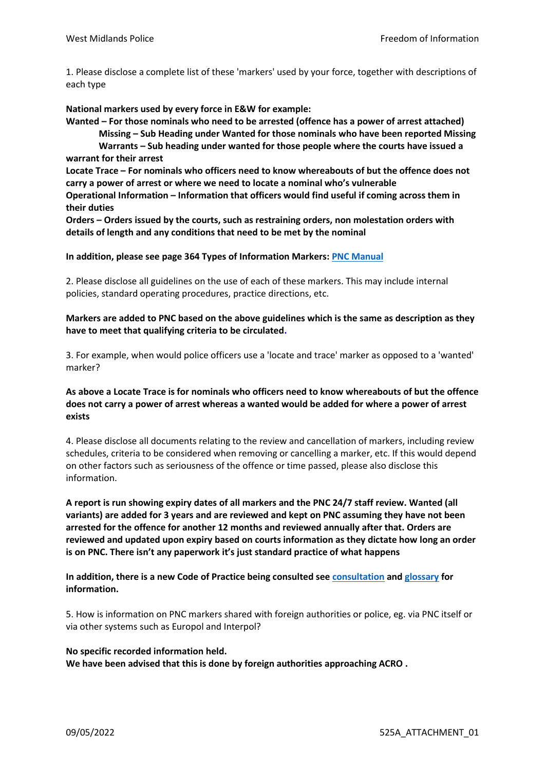1. Please disclose a complete list of these 'markers' used by your force, together with descriptions of each type

**National markers used by every force in E&W for example:**

**Wanted – For those nominals who need to be arrested (offence has a power of arrest attached)**

**Missing – Sub Heading under Wanted for those nominals who have been reported Missing**

**Warrants – Sub heading under wanted for those people where the courts have issued a warrant for their arrest**

**Locate Trace – For nominals who officers need to know whereabouts of but the offence does not carry a power of arrest or where we need to locate a nominal who's vulnerable**

**Operational Information – Information that officers would find useful if coming across them in their duties**

**Orders – Orders issued by the courts, such as restraining orders, non molestation orders with details of length and any conditions that need to be met by the nominal**

**In addition, please see page 364 Types of Information Markers: PNC Manual**

2. Please disclose all guidelines on the use of each of these markers. This may include internal policies, standard operating procedures, practice directions, etc.

**Markers are added to PNC based on the above guidelines which is the same as description as they have to meet that qualifying criteria to be circulated.**

3. For example, when would police officers use a 'locate and trace' marker as opposed to a 'wanted' marker?

**As above a Locate Trace is for nominals who officers need to know whereabouts of but the offence does not carry a power of arrest whereas a wanted would be added for where a power of arrest exists**

4. Please disclose all documents relating to the review and cancellation of markers, including review schedules, criteria to be considered when removing or cancelling a marker, etc. If this would depend on other factors such as seriousness of the offence or time passed, please also disclose this information.

**A report is run showing expiry dates of all markers and the PNC 24/7 staff review. Wanted (all variants) are added for 3 years and are reviewed and kept on PNC assuming they have not been arrested for the offence for another 12 months and reviewed annually after that. Orders are reviewed and updated upon expiry based on courts information as they dictate how long an order is on PNC. There isn't any paperwork it's just standard practice of what happens**

**In addition, there is a new Code of Practice being consulted see consultation and glossary for information.**

5. How is information on PNC markers shared with foreign authorities or police, eg. via PNC itself or via other systems such as Europol and Interpol?

**No specific recorded information held.**

**We have been advised that this is done by foreign authorities approaching ACRO .**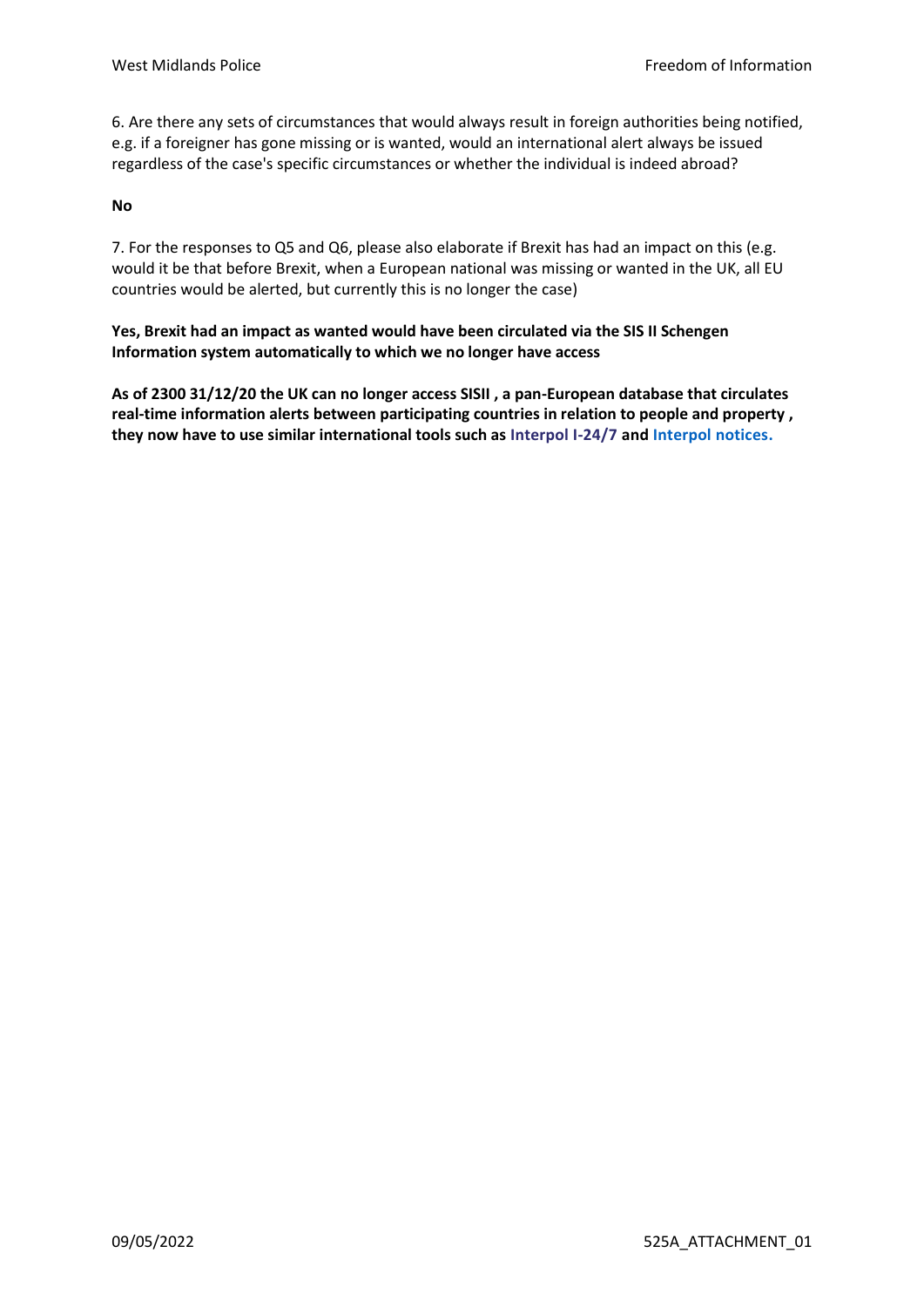6. Are there any sets of circumstances that would always result in foreign authorities being notified, e.g. if a foreigner has gone missing or is wanted, would an international alert always be issued regardless of the case's specific circumstances or whether the individual is indeed abroad?

**No**

7. For the responses to Q5 and Q6, please also elaborate if Brexit has had an impact on this (e.g. would it be that before Brexit, when a European national was missing or wanted in the UK, all EU countries would be alerted, but currently this is no longer the case)

**Yes, Brexit had an impact as wanted would have been circulated via the SIS II Schengen Information system automatically to which we no longer have access**

**As of 2300 31/12/20 the UK can no longer access SISII , a pan-European database that circulates real-time information alerts between participating countries in relation to people and property , they now have to use similar international tools such as Interpol I-24/7 and Interpol notices.**